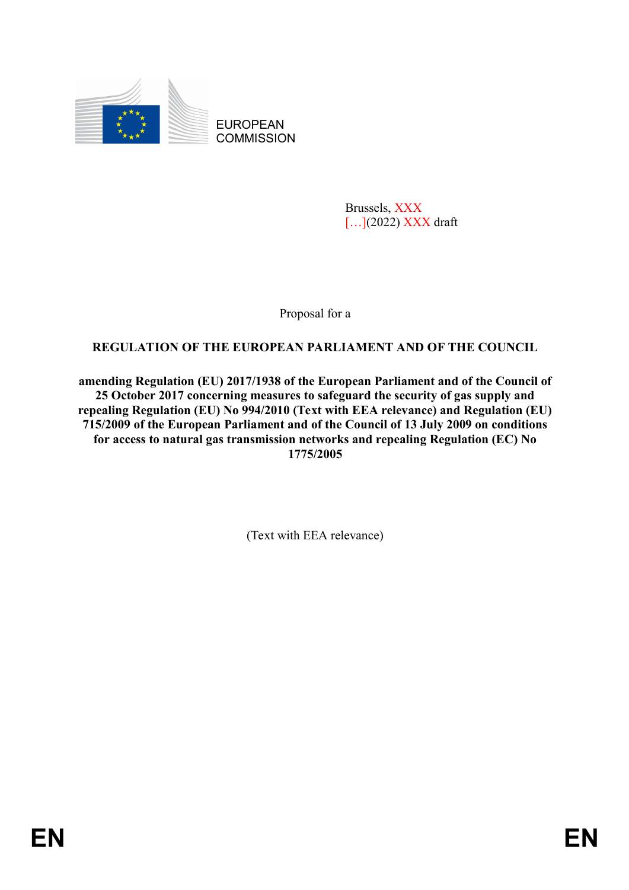EUROPEAN COMMISSION

Brussels, XXX
[…](2022) XXX draft

Proposal for a

**REGULATION OF THE EUROPEAN PARLIAMENT AND OF THE COUNCIL**

**amending Regulation (EU) 2017/1938 of the European Parliament and of the Council of 25 October 2017 concerning measures to safeguard the security of gas supply and repealing Regulation (EU) No 994/2010 (Text with EEA relevance) and Regulation (EU) 715/2009 of the European Parliament and of the Council of 13 July 2009 on conditions for access to natural gas transmission networks and repealing Regulation (EC) No 1775/2005**

(Text with EEA relevance)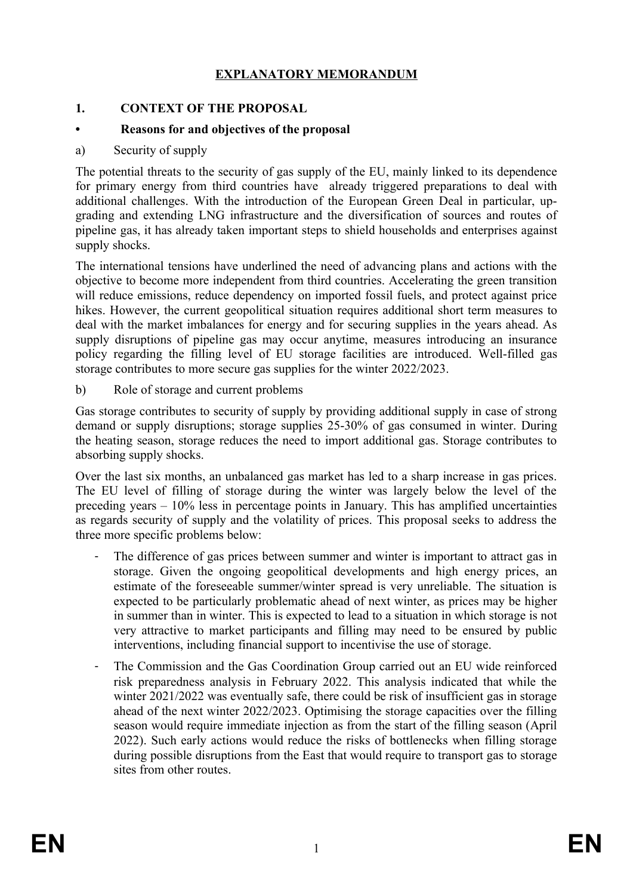# EXPLANATORY MEMORANDUM

## 1. CONTEXT OF THE PROPOSAL

### • Reasons for and objectives of the proposal

a) Security of supply

The potential threats to the security of gas supply of the EU, mainly linked to its dependence for primary energy from third countries have already triggered preparations to deal with additional challenges. With the introduction of the European Green Deal in particular, up-grading and extending LNG infrastructure and the diversification of sources and routes of pipeline gas, it has already taken important steps to shield households and enterprises against supply shocks.

The international tensions have underlined the need of advancing plans and actions with the objective to become more independent from third countries. Accelerating the green transition will reduce emissions, reduce dependency on imported fossil fuels, and protect against price hikes. However, the current geopolitical situation requires additional short term measures to deal with the market imbalances for energy and for securing supplies in the years ahead. As supply disruptions of pipeline gas may occur anytime, measures introducing an insurance policy regarding the filling level of EU storage facilities are introduced. Well-filled gas storage contributes to more secure gas supplies for the winter 2022/2023.

b) Role of storage and current problems

Gas storage contributes to security of supply by providing additional supply in case of strong demand or supply disruptions; storage supplies 25-30% of gas consumed in winter. During the heating season, storage reduces the need to import additional gas. Storage contributes to absorbing supply shocks.

Over the last six months, an unbalanced gas market has led to a sharp increase in gas prices. The EU level of filling of storage during the winter was largely below the level of the preceding years – 10% less in percentage points in January. This has amplified uncertainties as regards security of supply and the volatility of prices. This proposal seeks to address the three more specific problems below:

- The difference of gas prices between summer and winter is important to attract gas in storage. Given the ongoing geopolitical developments and high energy prices, an estimate of the foreseeable summer/winter spread is very unreliable. The situation is expected to be particularly problematic ahead of next winter, as prices may be higher in summer than in winter. This is expected to lead to a situation in which storage is not very attractive to market participants and filling may need to be ensured by public interventions, including financial support to incentivise the use of storage.
- The Commission and the Gas Coordination Group carried out an EU wide reinforced risk preparedness analysis in February 2022. This analysis indicated that while the winter 2021/2022 was eventually safe, there could be risk of insufficient gas in storage ahead of the next winter 2022/2023. Optimising the storage capacities over the filling season would require immediate injection as from the start of the filling season (April 2022). Such early actions would reduce the risks of bottlenecks when filling storage during possible disruptions from the East that would require to transport gas to storage sites from other routes.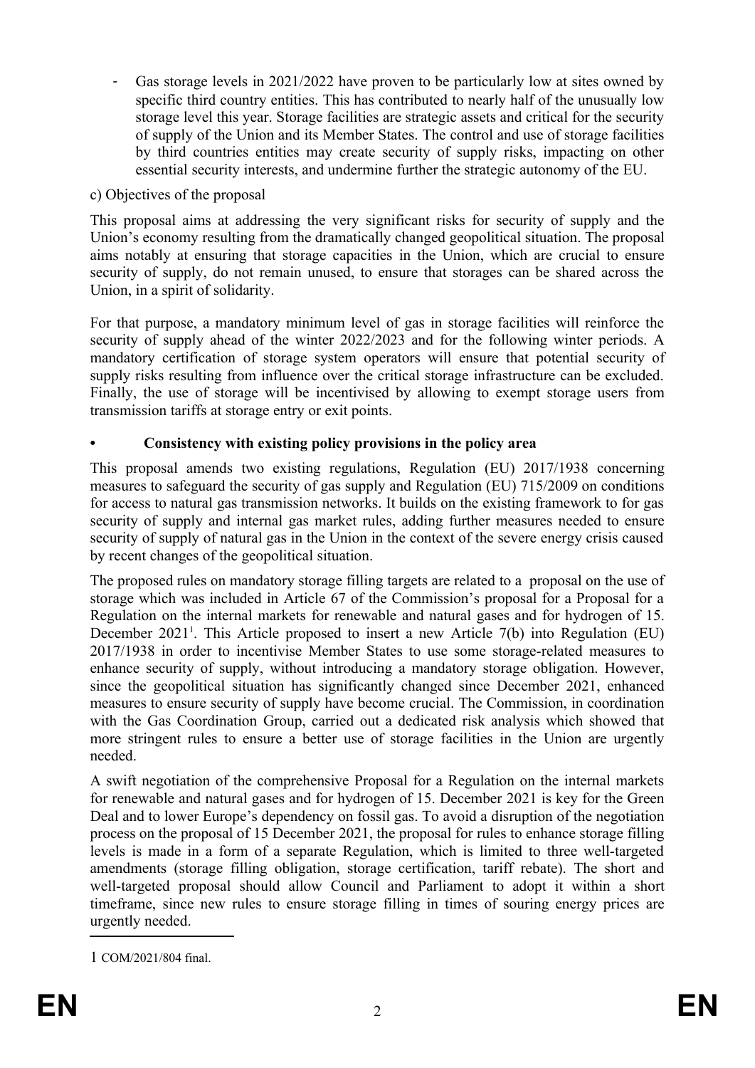- Gas storage levels in 2021/2022 have proven to be particularly low at sites owned by specific third country entities. This has contributed to nearly half of the unusually low storage level this year. Storage facilities are strategic assets and critical for the security of supply of the Union and its Member States. The control and use of storage facilities by third countries entities may create security of supply risks, impacting on other essential security interests, and undermine further the strategic autonomy of the EU.

c) Objectives of the proposal

This proposal aims at addressing the very significant risks for security of supply and the Union's economy resulting from the dramatically changed geopolitical situation. The proposal aims notably at ensuring that storage capacities in the Union, which are crucial to ensure security of supply, do not remain unused, to ensure that storages can be shared across the Union, in a spirit of solidarity.

For that purpose, a mandatory minimum level of gas in storage facilities will reinforce the security of supply ahead of the winter 2022/2023 and for the following winter periods. A mandatory certification of storage system operators will ensure that potential security of supply risks resulting from influence over the critical storage infrastructure can be excluded. Finally, the use of storage will be incentivised by allowing to exempt storage users from transmission tariffs at storage entry or exit points.

- **Consistency with existing policy provisions in the policy area**

This proposal amends two existing regulations, Regulation (EU) 2017/1938 concerning measures to safeguard the security of gas supply and Regulation (EU) 715/2009 on conditions for access to natural gas transmission networks. It builds on the existing framework to for gas security of supply and internal gas market rules, adding further measures needed to ensure security of supply of natural gas in the Union in the context of the severe energy crisis caused by recent changes of the geopolitical situation.

The proposed rules on mandatory storage filling targets are related to a proposal on the use of storage which was included in Article 67 of the Commission's proposal for a Proposal for a Regulation on the internal markets for renewable and natural gases and for hydrogen of 15. December 2021[1]. This Article proposed to insert a new Article 7(b) into Regulation (EU) 2017/1938 in order to incentivise Member States to use some storage-related measures to enhance security of supply, without introducing a mandatory storage obligation. However, since the geopolitical situation has significantly changed since December 2021, enhanced measures to ensure security of supply have become crucial. The Commission, in coordination with the Gas Coordination Group, carried out a dedicated risk analysis which showed that more stringent rules to ensure a better use of storage facilities in the Union are urgently needed.

A swift negotiation of the comprehensive Proposal for a Regulation on the internal markets for renewable and natural gases and for hydrogen of 15. December 2021 is key for the Green Deal and to lower Europe's dependency on fossil gas. To avoid a disruption of the negotiation process on the proposal of 15 December 2021, the proposal for rules to enhance storage filling levels is made in a form of a separate Regulation, which is limited to three well-targeted amendments (storage filling obligation, storage certification, tariff rebate). The short and well-targeted proposal should allow Council and Parliament to adopt it within a short timeframe, since new rules to ensure storage filling in times of souring energy prices are urgently needed.

---

1 COM/2021/804 final.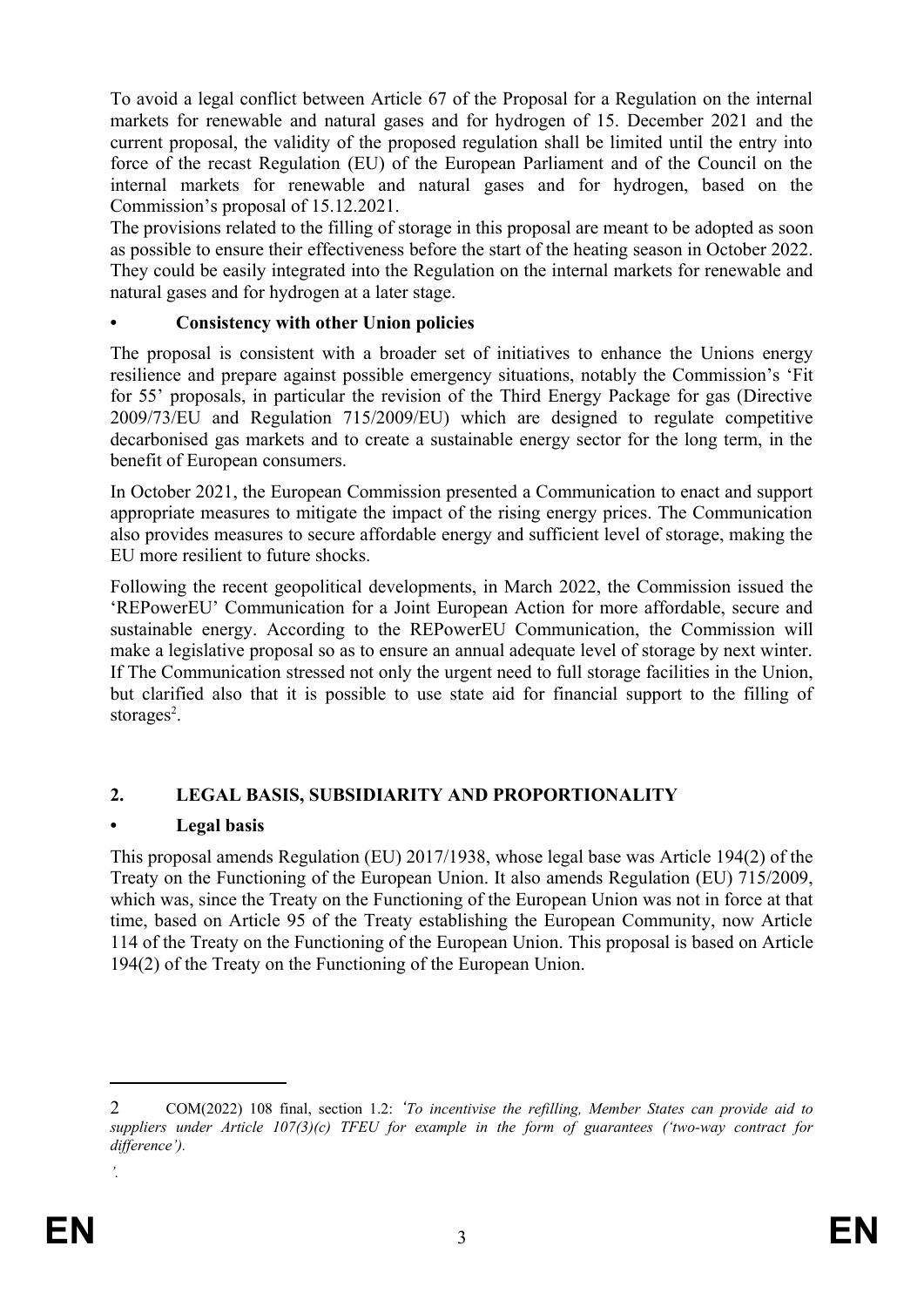To avoid a legal conflict between Article 67 of the Proposal for a Regulation on the internal markets for renewable and natural gases and for hydrogen of 15. December 2021 and the current proposal, the validity of the proposed regulation shall be limited until the entry into force of the recast Regulation (EU) of the European Parliament and of the Council on the internal markets for renewable and natural gases and for hydrogen, based on the Commission's proposal of 15.12.2021.

The provisions related to the filling of storage in this proposal are meant to be adopted as soon as possible to ensure their effectiveness before the start of the heating season in October 2022. They could be easily integrated into the Regulation on the internal markets for renewable and natural gases and for hydrogen at a later stage.

### • Consistency with other Union policies

The proposal is consistent with a broader set of initiatives to enhance the Unions energy resilience and prepare against possible emergency situations, notably the Commission's 'Fit for 55' proposals, in particular the revision of the Third Energy Package for gas (Directive 2009/73/EU and Regulation 715/2009/EU) which are designed to regulate competitive decarbonised gas markets and to create a sustainable energy sector for the long term, in the benefit of European consumers.

In October 2021, the European Commission presented a Communication to enact and support appropriate measures to mitigate the impact of the rising energy prices. The Communication also provides measures to secure affordable energy and sufficient level of storage, making the EU more resilient to future shocks.

Following the recent geopolitical developments, in March 2022, the Commission issued the 'REPowerEU' Communication for a Joint European Action for more affordable, secure and sustainable energy. According to the REPowerEU Communication, the Commission will make a legislative proposal so as to ensure an annual adequate level of storage by next winter. If The Communication stressed not only the urgent need to full storage facilities in the Union, but clarified also that it is possible to use state aid for financial support to the filling of storages[2].

## 2. LEGAL BASIS, SUBSIDIARITY AND PROPORTIONALITY

### • Legal basis

This proposal amends Regulation (EU) 2017/1938, whose legal base was Article 194(2) of the Treaty on the Functioning of the European Union. It also amends Regulation (EU) 715/2009, which was, since the Treaty on the Functioning of the European Union was not in force at that time, based on Article 95 of the Treaty establishing the European Community, now Article 114 of the Treaty on the Functioning of the European Union. This proposal is based on Article 194(2) of the Treaty on the Functioning of the European Union.

---

2 COM(2022) 108 final, section 1.2: *'To incentivise the refilling, Member States can provide aid to suppliers under Article 107(3)(c) TFEU for example in the form of guarantees ('two-way contract for difference').*

*'.*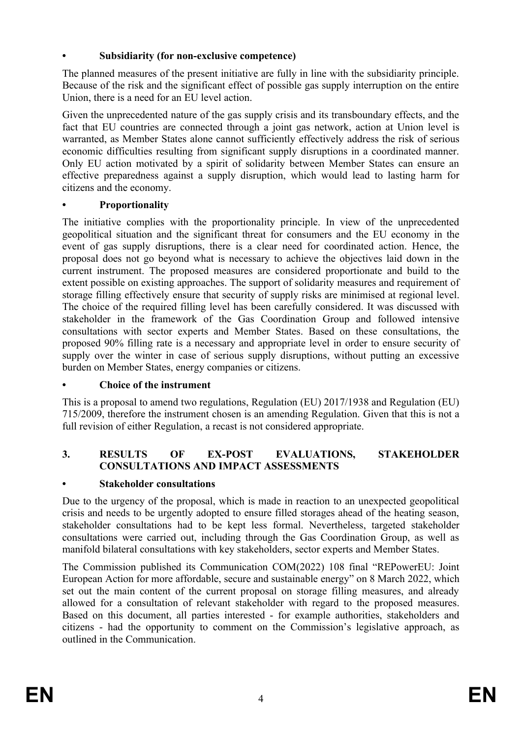- **Subsidiarity (for non-exclusive competence)**

The planned measures of the present initiative are fully in line with the subsidiarity principle. Because of the risk and the significant effect of possible gas supply interruption on the entire Union, there is a need for an EU level action.

Given the unprecedented nature of the gas supply crisis and its transboundary effects, and the fact that EU countries are connected through a joint gas network, action at Union level is warranted, as Member States alone cannot sufficiently effectively address the risk of serious economic difficulties resulting from significant supply disruptions in a coordinated manner. Only EU action motivated by a spirit of solidarity between Member States can ensure an effective preparedness against a supply disruption, which would lead to lasting harm for citizens and the economy.

- **Proportionality**

The initiative complies with the proportionality principle. In view of the unprecedented geopolitical situation and the significant threat for consumers and the EU economy in the event of gas supply disruptions, there is a clear need for coordinated action. Hence, the proposal does not go beyond what is necessary to achieve the objectives laid down in the current instrument. The proposed measures are considered proportionate and build to the extent possible on existing approaches. The support of solidarity measures and requirement of storage filling effectively ensure that security of supply risks are minimised at regional level. The choice of the required filling level has been carefully considered. It was discussed with stakeholder in the framework of the Gas Coordination Group and followed intensive consultations with sector experts and Member States. Based on these consultations, the proposed 90% filling rate is a necessary and appropriate level in order to ensure security of supply over the winter in case of serious supply disruptions, without putting an excessive burden on Member States, energy companies or citizens.

- **Choice of the instrument**

This is a proposal to amend two regulations, Regulation (EU) 2017/1938 and Regulation (EU) 715/2009, therefore the instrument chosen is an amending Regulation. Given that this is not a full revision of either Regulation, a recast is not considered appropriate.

## 3. RESULTS OF EX-POST EVALUATIONS, STAKEHOLDER CONSULTATIONS AND IMPACT ASSESSMENTS

- **Stakeholder consultations**

Due to the urgency of the proposal, which is made in reaction to an unexpected geopolitical crisis and needs to be urgently adopted to ensure filled storages ahead of the heating season, stakeholder consultations had to be kept less formal. Nevertheless, targeted stakeholder consultations were carried out, including through the Gas Coordination Group, as well as manifold bilateral consultations with key stakeholders, sector experts and Member States.

The Commission published its Communication COM(2022) 108 final "REPowerEU: Joint European Action for more affordable, secure and sustainable energy" on 8 March 2022, which set out the main content of the current proposal on storage filling measures, and already allowed for a consultation of relevant stakeholder with regard to the proposed measures. Based on this document, all parties interested - for example authorities, stakeholders and citizens - had the opportunity to comment on the Commission's legislative approach, as outlined in the Communication.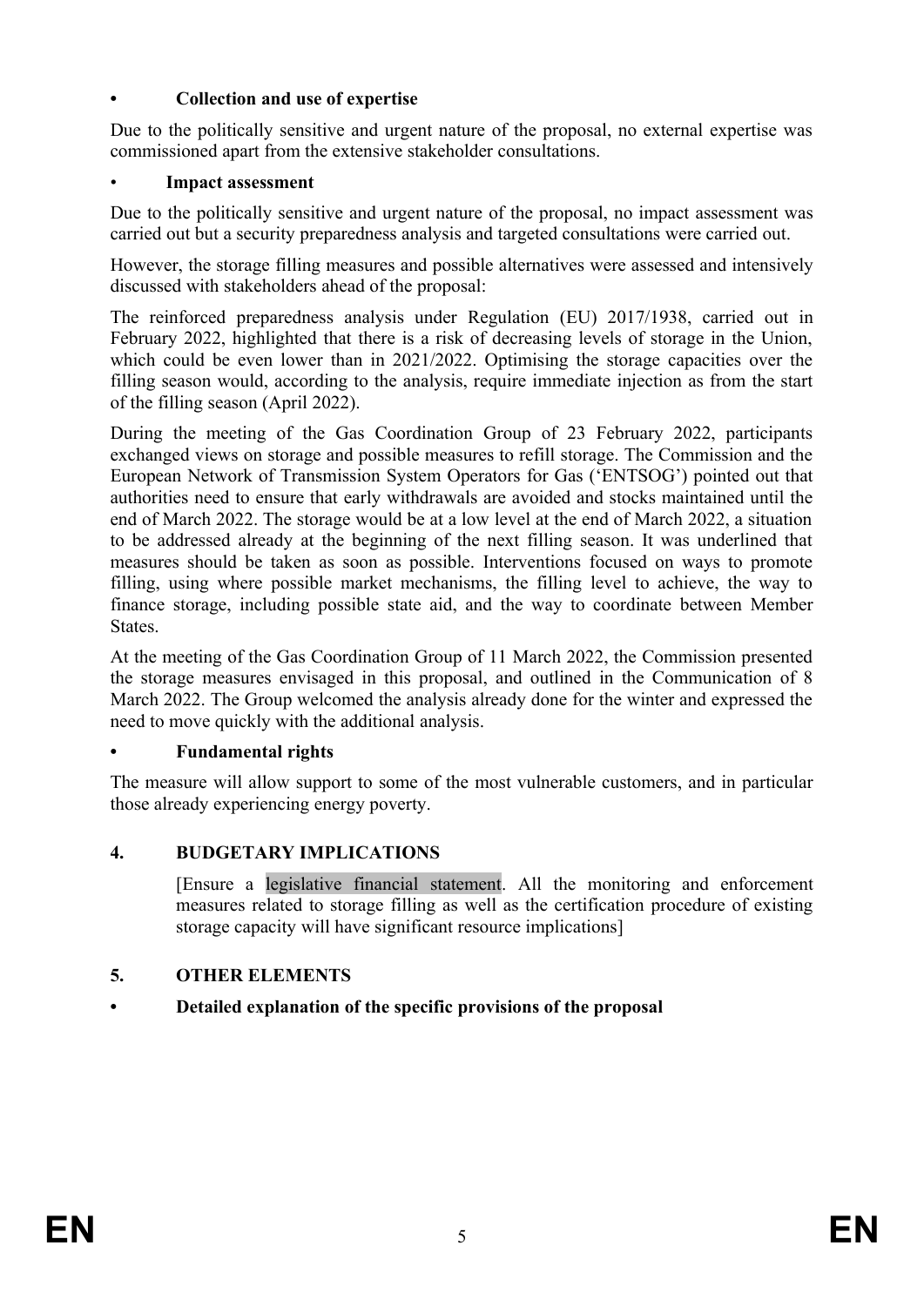- **Collection and use of expertise**

Due to the politically sensitive and urgent nature of the proposal, no external expertise was commissioned apart from the extensive stakeholder consultations.

- **Impact assessment**

Due to the politically sensitive and urgent nature of the proposal, no impact assessment was carried out but a security preparedness analysis and targeted consultations were carried out.

However, the storage filling measures and possible alternatives were assessed and intensively discussed with stakeholders ahead of the proposal:

The reinforced preparedness analysis under Regulation (EU) 2017/1938, carried out in February 2022, highlighted that there is a risk of decreasing levels of storage in the Union, which could be even lower than in 2021/2022. Optimising the storage capacities over the filling season would, according to the analysis, require immediate injection as from the start of the filling season (April 2022).

During the meeting of the Gas Coordination Group of 23 February 2022, participants exchanged views on storage and possible measures to refill storage. The Commission and the European Network of Transmission System Operators for Gas ('ENTSOG') pointed out that authorities need to ensure that early withdrawals are avoided and stocks maintained until the end of March 2022. The storage would be at a low level at the end of March 2022, a situation to be addressed already at the beginning of the next filling season. It was underlined that measures should be taken as soon as possible. Interventions focused on ways to promote filling, using where possible market mechanisms, the filling level to achieve, the way to finance storage, including possible state aid, and the way to coordinate between Member States.

At the meeting of the Gas Coordination Group of 11 March 2022, the Commission presented the storage measures envisaged in this proposal, and outlined in the Communication of 8 March 2022. The Group welcomed the analysis already done for the winter and expressed the need to move quickly with the additional analysis.

- **Fundamental rights**

The measure will allow support to some of the most vulnerable customers, and in particular those already experiencing energy poverty.

## 4. BUDGETARY IMPLICATIONS

[Ensure a legislative financial statement. All the monitoring and enforcement measures related to storage filling as well as the certification procedure of existing storage capacity will have significant resource implications]

## 5. OTHER ELEMENTS

- **Detailed explanation of the specific provisions of the proposal**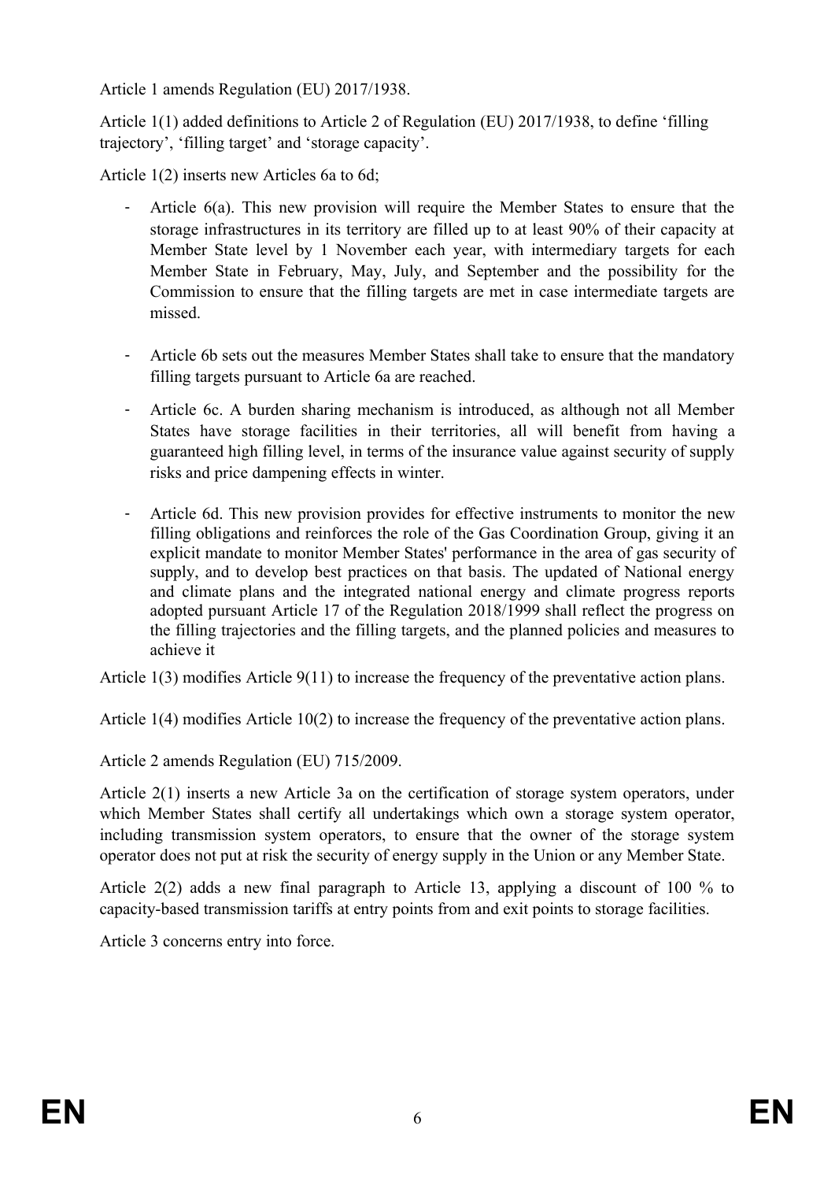Article 1 amends Regulation (EU) 2017/1938.

Article 1(1) added definitions to Article 2 of Regulation (EU) 2017/1938, to define 'filling trajectory', 'filling target' and 'storage capacity'.

Article 1(2) inserts new Articles 6a to 6d;

- Article 6(a). This new provision will require the Member States to ensure that the storage infrastructures in its territory are filled up to at least 90% of their capacity at Member State level by 1 November each year, with intermediary targets for each Member State in February, May, July, and September and the possibility for the Commission to ensure that the filling targets are met in case intermediate targets are missed.

- Article 6b sets out the measures Member States shall take to ensure that the mandatory filling targets pursuant to Article 6a are reached.

- Article 6c. A burden sharing mechanism is introduced, as although not all Member States have storage facilities in their territories, all will benefit from having a guaranteed high filling level, in terms of the insurance value against security of supply risks and price dampening effects in winter.

- Article 6d. This new provision provides for effective instruments to monitor the new filling obligations and reinforces the role of the Gas Coordination Group, giving it an explicit mandate to monitor Member States' performance in the area of gas security of supply, and to develop best practices on that basis. The updated of National energy and climate plans and the integrated national energy and climate progress reports adopted pursuant Article 17 of the Regulation 2018/1999 shall reflect the progress on the filling trajectories and the filling targets, and the planned policies and measures to achieve it

Article 1(3) modifies Article 9(11) to increase the frequency of the preventative action plans.

Article 1(4) modifies Article 10(2) to increase the frequency of the preventative action plans.

Article 2 amends Regulation (EU) 715/2009.

Article 2(1) inserts a new Article 3a on the certification of storage system operators, under which Member States shall certify all undertakings which own a storage system operator, including transmission system operators, to ensure that the owner of the storage system operator does not put at risk the security of energy supply in the Union or any Member State.

Article 2(2) adds a new final paragraph to Article 13, applying a discount of 100 % to capacity-based transmission tariffs at entry points from and exit points to storage facilities.

Article 3 concerns entry into force.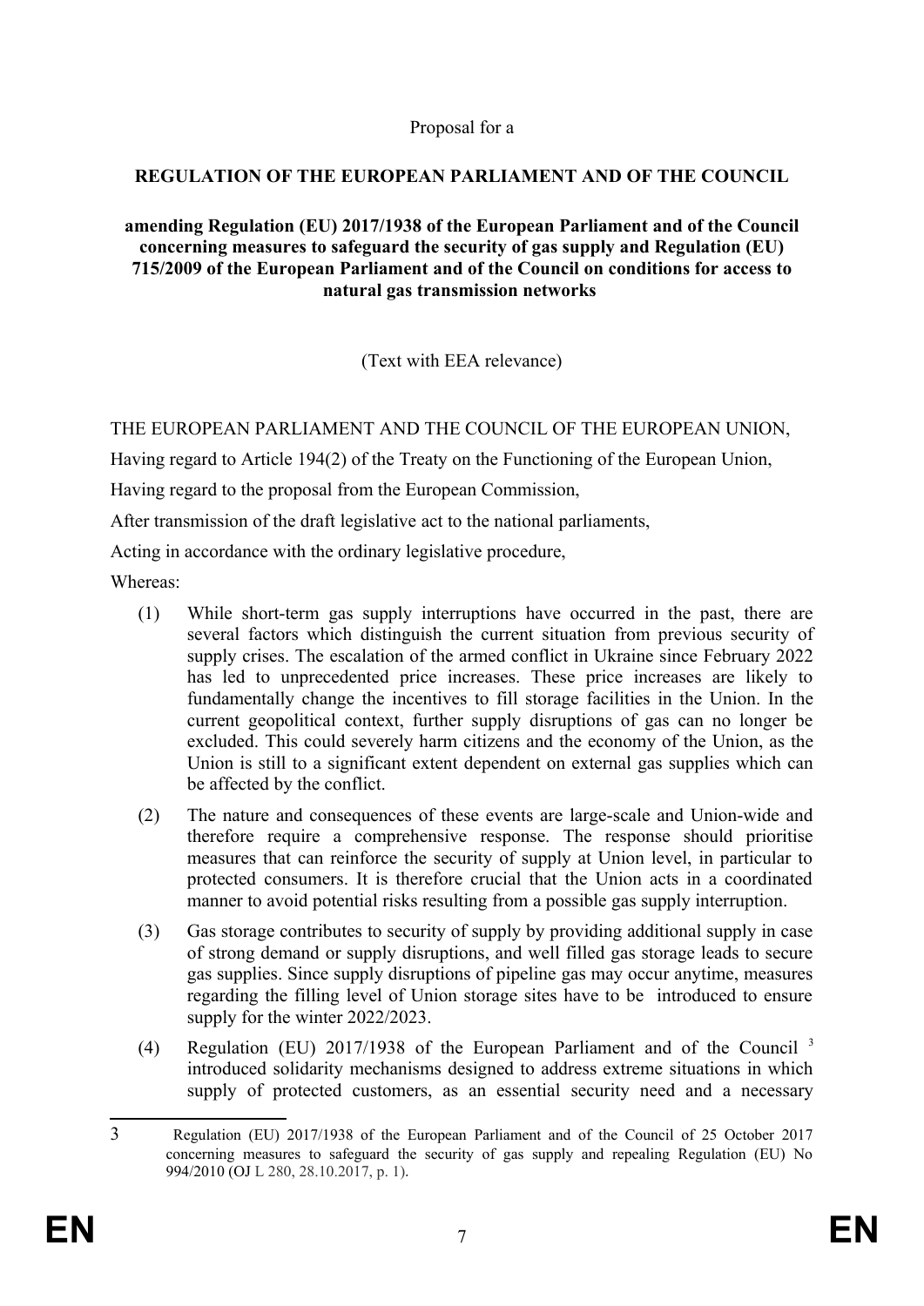Proposal for a

**REGULATION OF THE EUROPEAN PARLIAMENT AND OF THE COUNCIL**

**amending Regulation (EU) 2017/1938 of the European Parliament and of the Council concerning measures to safeguard the security of gas supply and Regulation (EU) 715/2009 of the European Parliament and of the Council on conditions for access to natural gas transmission networks**

(Text with EEA relevance)

THE EUROPEAN PARLIAMENT AND THE COUNCIL OF THE EUROPEAN UNION,

Having regard to Article 194(2) of the Treaty on the Functioning of the European Union,

Having regard to the proposal from the European Commission,

After transmission of the draft legislative act to the national parliaments,

Acting in accordance with the ordinary legislative procedure,

Whereas:

(1) While short-term gas supply interruptions have occurred in the past, there are several factors which distinguish the current situation from previous security of supply crises. The escalation of the armed conflict in Ukraine since February 2022 has led to unprecedented price increases. These price increases are likely to fundamentally change the incentives to fill storage facilities in the Union. In the current geopolitical context, further supply disruptions of gas can no longer be excluded. This could severely harm citizens and the economy of the Union, as the Union is still to a significant extent dependent on external gas supplies which can be affected by the conflict.

(2) The nature and consequences of these events are large-scale and Union-wide and therefore require a comprehensive response. The response should prioritise measures that can reinforce the security of supply at Union level, in particular to protected consumers. It is therefore crucial that the Union acts in a coordinated manner to avoid potential risks resulting from a possible gas supply interruption.

(3) Gas storage contributes to security of supply by providing additional supply in case of strong demand or supply disruptions, and well filled gas storage leads to secure gas supplies. Since supply disruptions of pipeline gas may occur anytime, measures regarding the filling level of Union storage sites have to be introduced to ensure supply for the winter 2022/2023.

(4) Regulation (EU) 2017/1938 of the European Parliament and of the Council [3] introduced solidarity mechanisms designed to address extreme situations in which supply of protected customers, as an essential security need and a necessary

---

[3] Regulation (EU) 2017/1938 of the European Parliament and of the Council of 25 October 2017 concerning measures to safeguard the security of gas supply and repealing Regulation (EU) No 994/2010 (OJ L 280, 28.10.2017, p. 1).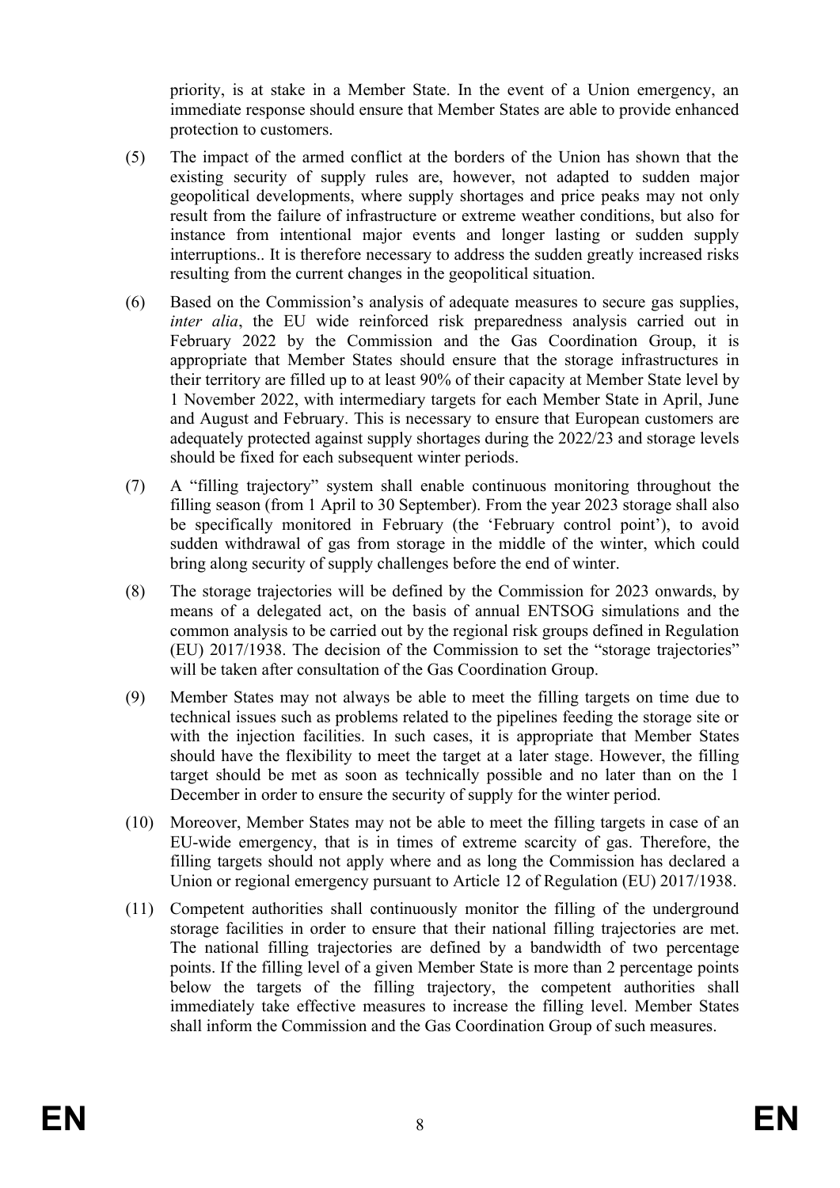priority, is at stake in a Member State. In the event of a Union emergency, an immediate response should ensure that Member States are able to provide enhanced protection to customers.

(5) The impact of the armed conflict at the borders of the Union has shown that the existing security of supply rules are, however, not adapted to sudden major geopolitical developments, where supply shortages and price peaks may not only result from the failure of infrastructure or extreme weather conditions, but also for instance from intentional major events and longer lasting or sudden supply interruptions.. It is therefore necessary to address the sudden greatly increased risks resulting from the current changes in the geopolitical situation.

(6) Based on the Commission's analysis of adequate measures to secure gas supplies, *inter alia*, the EU wide reinforced risk preparedness analysis carried out in February 2022 by the Commission and the Gas Coordination Group, it is appropriate that Member States should ensure that the storage infrastructures in their territory are filled up to at least 90% of their capacity at Member State level by 1 November 2022, with intermediary targets for each Member State in April, June and August and February. This is necessary to ensure that European customers are adequately protected against supply shortages during the 2022/23 and storage levels should be fixed for each subsequent winter periods.

(7) A "filling trajectory" system shall enable continuous monitoring throughout the filling season (from 1 April to 30 September). From the year 2023 storage shall also be specifically monitored in February (the 'February control point'), to avoid sudden withdrawal of gas from storage in the middle of the winter, which could bring along security of supply challenges before the end of winter.

(8) The storage trajectories will be defined by the Commission for 2023 onwards, by means of a delegated act, on the basis of annual ENTSOG simulations and the common analysis to be carried out by the regional risk groups defined in Regulation (EU) 2017/1938. The decision of the Commission to set the "storage trajectories" will be taken after consultation of the Gas Coordination Group.

(9) Member States may not always be able to meet the filling targets on time due to technical issues such as problems related to the pipelines feeding the storage site or with the injection facilities. In such cases, it is appropriate that Member States should have the flexibility to meet the target at a later stage. However, the filling target should be met as soon as technically possible and no later than on the 1 December in order to ensure the security of supply for the winter period.

(10) Moreover, Member States may not be able to meet the filling targets in case of an EU-wide emergency, that is in times of extreme scarcity of gas. Therefore, the filling targets should not apply where and as long the Commission has declared a Union or regional emergency pursuant to Article 12 of Regulation (EU) 2017/1938.

(11) Competent authorities shall continuously monitor the filling of the underground storage facilities in order to ensure that their national filling trajectories are met. The national filling trajectories are defined by a bandwidth of two percentage points. If the filling level of a given Member State is more than 2 percentage points below the targets of the filling trajectory, the competent authorities shall immediately take effective measures to increase the filling level. Member States shall inform the Commission and the Gas Coordination Group of such measures.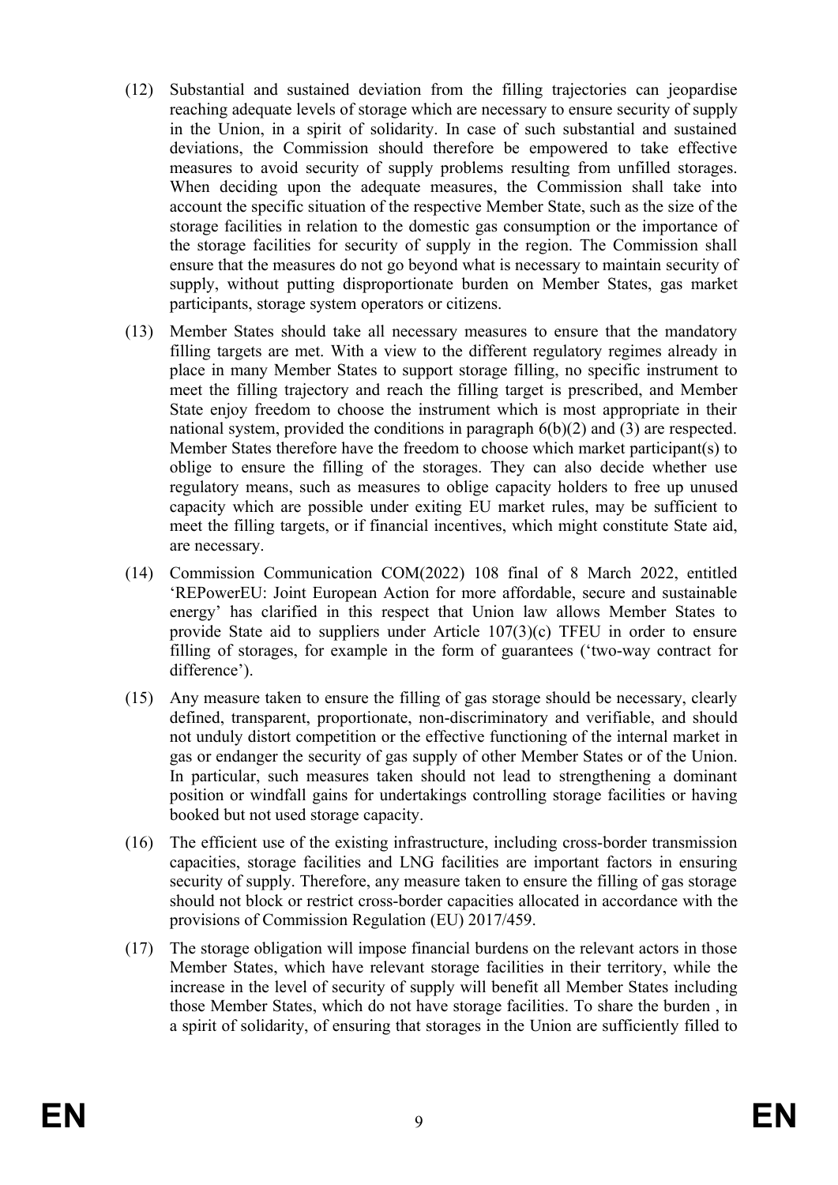(12) Substantial and sustained deviation from the filling trajectories can jeopardise reaching adequate levels of storage which are necessary to ensure security of supply in the Union, in a spirit of solidarity. In case of such substantial and sustained deviations, the Commission should therefore be empowered to take effective measures to avoid security of supply problems resulting from unfilled storages. When deciding upon the adequate measures, the Commission shall take into account the specific situation of the respective Member State, such as the size of the storage facilities in relation to the domestic gas consumption or the importance of the storage facilities for security of supply in the region. The Commission shall ensure that the measures do not go beyond what is necessary to maintain security of supply, without putting disproportionate burden on Member States, gas market participants, storage system operators or citizens.

(13) Member States should take all necessary measures to ensure that the mandatory filling targets are met. With a view to the different regulatory regimes already in place in many Member States to support storage filling, no specific instrument to meet the filling trajectory and reach the filling target is prescribed, and Member State enjoy freedom to choose the instrument which is most appropriate in their national system, provided the conditions in paragraph 6(b)(2) and (3) are respected. Member States therefore have the freedom to choose which market participant(s) to oblige to ensure the filling of the storages. They can also decide whether use regulatory means, such as measures to oblige capacity holders to free up unused capacity which are possible under exiting EU market rules, may be sufficient to meet the filling targets, or if financial incentives, which might constitute State aid, are necessary.

(14) Commission Communication COM(2022) 108 final of 8 March 2022, entitled 'REPowerEU: Joint European Action for more affordable, secure and sustainable energy' has clarified in this respect that Union law allows Member States to provide State aid to suppliers under Article 107(3)(c) TFEU in order to ensure filling of storages, for example in the form of guarantees ('two-way contract for difference').

(15) Any measure taken to ensure the filling of gas storage should be necessary, clearly defined, transparent, proportionate, non-discriminatory and verifiable, and should not unduly distort competition or the effective functioning of the internal market in gas or endanger the security of gas supply of other Member States or of the Union. In particular, such measures taken should not lead to strengthening a dominant position or windfall gains for undertakings controlling storage facilities or having booked but not used storage capacity.

(16) The efficient use of the existing infrastructure, including cross-border transmission capacities, storage facilities and LNG facilities are important factors in ensuring security of supply. Therefore, any measure taken to ensure the filling of gas storage should not block or restrict cross-border capacities allocated in accordance with the provisions of Commission Regulation (EU) 2017/459.

(17) The storage obligation will impose financial burdens on the relevant actors in those Member States, which have relevant storage facilities in their territory, while the increase in the level of security of supply will benefit all Member States including those Member States, which do not have storage facilities. To share the burden , in a spirit of solidarity, of ensuring that storages in the Union are sufficiently filled to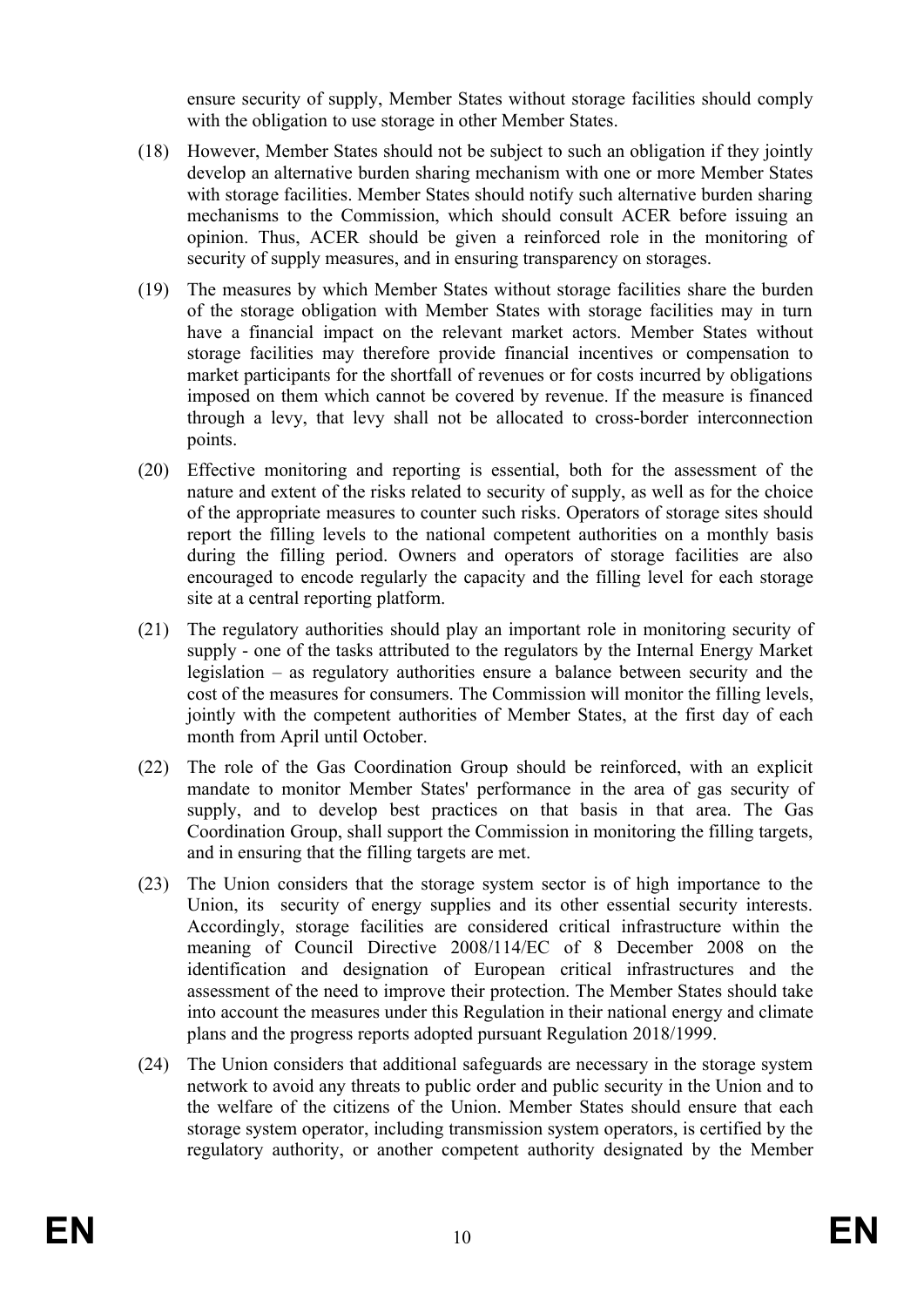ensure security of supply, Member States without storage facilities should comply with the obligation to use storage in other Member States.

(18) However, Member States should not be subject to such an obligation if they jointly develop an alternative burden sharing mechanism with one or more Member States with storage facilities. Member States should notify such alternative burden sharing mechanisms to the Commission, which should consult ACER before issuing an opinion. Thus, ACER should be given a reinforced role in the monitoring of security of supply measures, and in ensuring transparency on storages.

(19) The measures by which Member States without storage facilities share the burden of the storage obligation with Member States with storage facilities may in turn have a financial impact on the relevant market actors. Member States without storage facilities may therefore provide financial incentives or compensation to market participants for the shortfall of revenues or for costs incurred by obligations imposed on them which cannot be covered by revenue. If the measure is financed through a levy, that levy shall not be allocated to cross-border interconnection points.

(20) Effective monitoring and reporting is essential, both for the assessment of the nature and extent of the risks related to security of supply, as well as for the choice of the appropriate measures to counter such risks. Operators of storage sites should report the filling levels to the national competent authorities on a monthly basis during the filling period. Owners and operators of storage facilities are also encouraged to encode regularly the capacity and the filling level for each storage site at a central reporting platform.

(21) The regulatory authorities should play an important role in monitoring security of supply - one of the tasks attributed to the regulators by the Internal Energy Market legislation – as regulatory authorities ensure a balance between security and the cost of the measures for consumers. The Commission will monitor the filling levels, jointly with the competent authorities of Member States, at the first day of each month from April until October.

(22) The role of the Gas Coordination Group should be reinforced, with an explicit mandate to monitor Member States' performance in the area of gas security of supply, and to develop best practices on that basis in that area. The Gas Coordination Group, shall support the Commission in monitoring the filling targets, and in ensuring that the filling targets are met.

(23) The Union considers that the storage system sector is of high importance to the Union, its security of energy supplies and its other essential security interests. Accordingly, storage facilities are considered critical infrastructure within the meaning of Council Directive 2008/114/EC of 8 December 2008 on the identification and designation of European critical infrastructures and the assessment of the need to improve their protection. The Member States should take into account the measures under this Regulation in their national energy and climate plans and the progress reports adopted pursuant Regulation 2018/1999.

(24) The Union considers that additional safeguards are necessary in the storage system network to avoid any threats to public order and public security in the Union and to the welfare of the citizens of the Union. Member States should ensure that each storage system operator, including transmission system operators, is certified by the regulatory authority, or another competent authority designated by the Member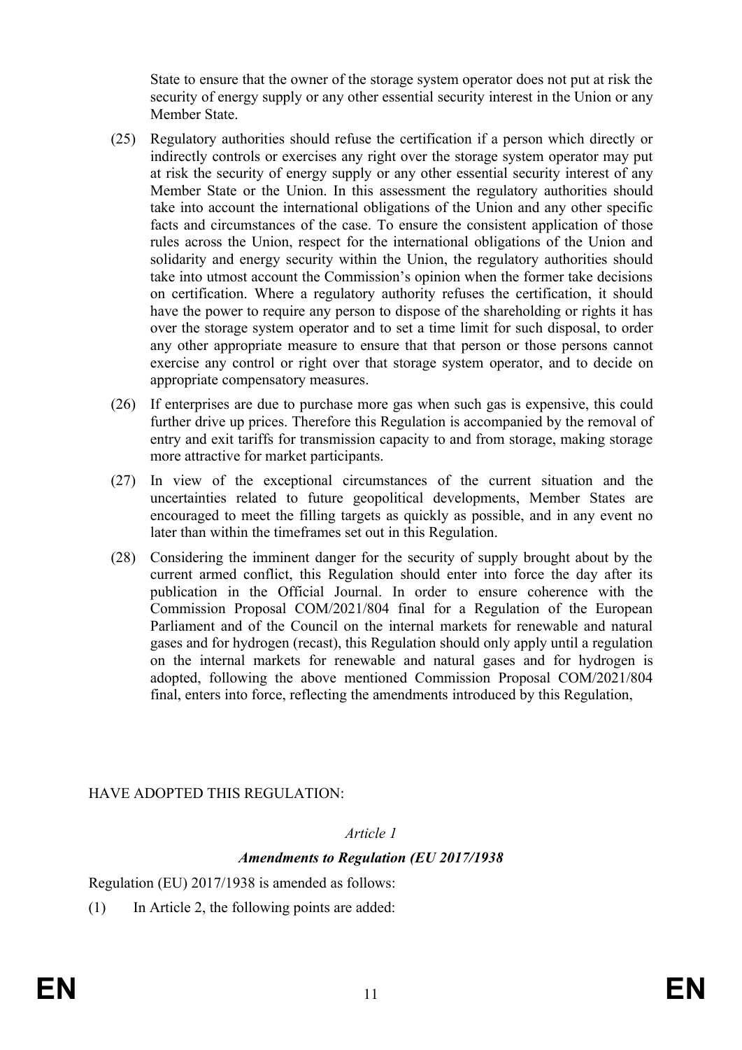State to ensure that the owner of the storage system operator does not put at risk the security of energy supply or any other essential security interest in the Union or any Member State.

(25) Regulatory authorities should refuse the certification if a person which directly or indirectly controls or exercises any right over the storage system operator may put at risk the security of energy supply or any other essential security interest of any Member State or the Union. In this assessment the regulatory authorities should take into account the international obligations of the Union and any other specific facts and circumstances of the case. To ensure the consistent application of those rules across the Union, respect for the international obligations of the Union and solidarity and energy security within the Union, the regulatory authorities should take into utmost account the Commission's opinion when the former take decisions on certification. Where a regulatory authority refuses the certification, it should have the power to require any person to dispose of the shareholding or rights it has over the storage system operator and to set a time limit for such disposal, to order any other appropriate measure to ensure that that person or those persons cannot exercise any control or right over that storage system operator, and to decide on appropriate compensatory measures.

(26) If enterprises are due to purchase more gas when such gas is expensive, this could further drive up prices. Therefore this Regulation is accompanied by the removal of entry and exit tariffs for transmission capacity to and from storage, making storage more attractive for market participants.

(27) In view of the exceptional circumstances of the current situation and the uncertainties related to future geopolitical developments, Member States are encouraged to meet the filling targets as quickly as possible, and in any event no later than within the timeframes set out in this Regulation.

(28) Considering the imminent danger for the security of supply brought about by the current armed conflict, this Regulation should enter into force the day after its publication in the Official Journal. In order to ensure coherence with the Commission Proposal COM/2021/804 final for a Regulation of the European Parliament and of the Council on the internal markets for renewable and natural gases and for hydrogen (recast), this Regulation should only apply until a regulation on the internal markets for renewable and natural gases and for hydrogen is adopted, following the above mentioned Commission Proposal COM/2021/804 final, enters into force, reflecting the amendments introduced by this Regulation,

HAVE ADOPTED THIS REGULATION:

*Article 1*

***Amendments to Regulation (EU 2017/1938***

Regulation (EU) 2017/1938 is amended as follows:

(1) In Article 2, the following points are added: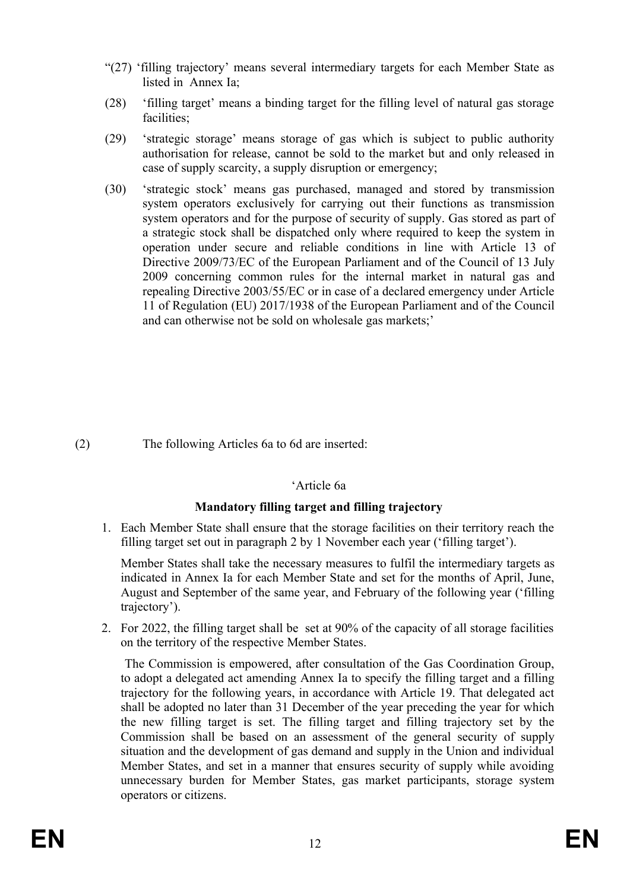"(27) 'filling trajectory' means several intermediary targets for each Member State as listed in Annex Ia;

(28) 'filling target' means a binding target for the filling level of natural gas storage facilities;

(29) 'strategic storage' means storage of gas which is subject to public authority authorisation for release, cannot be sold to the market but and only released in case of supply scarcity, a supply disruption or emergency;

(30) 'strategic stock' means gas purchased, managed and stored by transmission system operators exclusively for carrying out their functions as transmission system operators and for the purpose of security of supply. Gas stored as part of a strategic stock shall be dispatched only where required to keep the system in operation under secure and reliable conditions in line with Article 13 of Directive 2009/73/EC of the European Parliament and of the Council of 13 July 2009 concerning common rules for the internal market in natural gas and repealing Directive 2003/55/EC or in case of a declared emergency under Article 11 of Regulation (EU) 2017/1938 of the European Parliament and of the Council and can otherwise not be sold on wholesale gas markets;'

(2) The following Articles 6a to 6d are inserted:

'Article 6a

**Mandatory filling target and filling trajectory**

1. Each Member State shall ensure that the storage facilities on their territory reach the filling target set out in paragraph 2 by 1 November each year ('filling target').

   Member States shall take the necessary measures to fulfil the intermediary targets as indicated in Annex Ia for each Member State and set for the months of April, June, August and September of the same year, and February of the following year ('filling trajectory').

2. For 2022, the filling target shall be set at 90% of the capacity of all storage facilities on the territory of the respective Member States.

   The Commission is empowered, after consultation of the Gas Coordination Group, to adopt a delegated act amending Annex Ia to specify the filling target and a filling trajectory for the following years, in accordance with Article 19. That delegated act shall be adopted no later than 31 December of the year preceding the year for which the new filling target is set. The filling target and filling trajectory set by the Commission shall be based on an assessment of the general security of supply situation and the development of gas demand and supply in the Union and individual Member States, and set in a manner that ensures security of supply while avoiding unnecessary burden for Member States, gas market participants, storage system operators or citizens.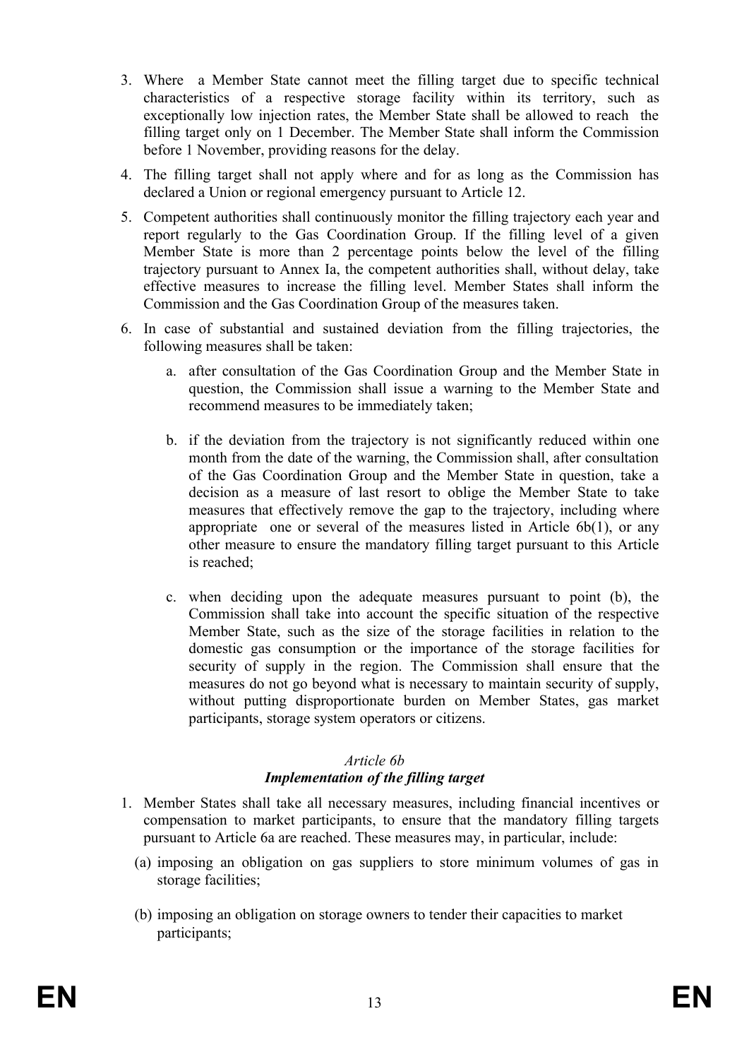3. Where a Member State cannot meet the filling target due to specific technical characteristics of a respective storage facility within its territory, such as exceptionally low injection rates, the Member State shall be allowed to reach the filling target only on 1 December. The Member State shall inform the Commission before 1 November, providing reasons for the delay.

4. The filling target shall not apply where and for as long as the Commission has declared a Union or regional emergency pursuant to Article 12.

5. Competent authorities shall continuously monitor the filling trajectory each year and report regularly to the Gas Coordination Group. If the filling level of a given Member State is more than 2 percentage points below the level of the filling trajectory pursuant to Annex Ia, the competent authorities shall, without delay, take effective measures to increase the filling level. Member States shall inform the Commission and the Gas Coordination Group of the measures taken.

6. In case of substantial and sustained deviation from the filling trajectories, the following measures shall be taken:

   a. after consultation of the Gas Coordination Group and the Member State in question, the Commission shall issue a warning to the Member State and recommend measures to be immediately taken;

   b. if the deviation from the trajectory is not significantly reduced within one month from the date of the warning, the Commission shall, after consultation of the Gas Coordination Group and the Member State in question, take a decision as a measure of last resort to oblige the Member State to take measures that effectively remove the gap to the trajectory, including where appropriate one or several of the measures listed in Article 6b(1), or any other measure to ensure the mandatory filling target pursuant to this Article is reached;

   c. when deciding upon the adequate measures pursuant to point (b), the Commission shall take into account the specific situation of the respective Member State, such as the size of the storage facilities in relation to the domestic gas consumption or the importance of the storage facilities for security of supply in the region. The Commission shall ensure that the measures do not go beyond what is necessary to maintain security of supply, without putting disproportionate burden on Member States, gas market participants, storage system operators or citizens.

*Article 6b*

***Implementation of the filling target***

1. Member States shall take all necessary measures, including financial incentives or compensation to market participants, to ensure that the mandatory filling targets pursuant to Article 6a are reached. These measures may, in particular, include:

   (a) imposing an obligation on gas suppliers to store minimum volumes of gas in storage facilities;

   (b) imposing an obligation on storage owners to tender their capacities to market participants;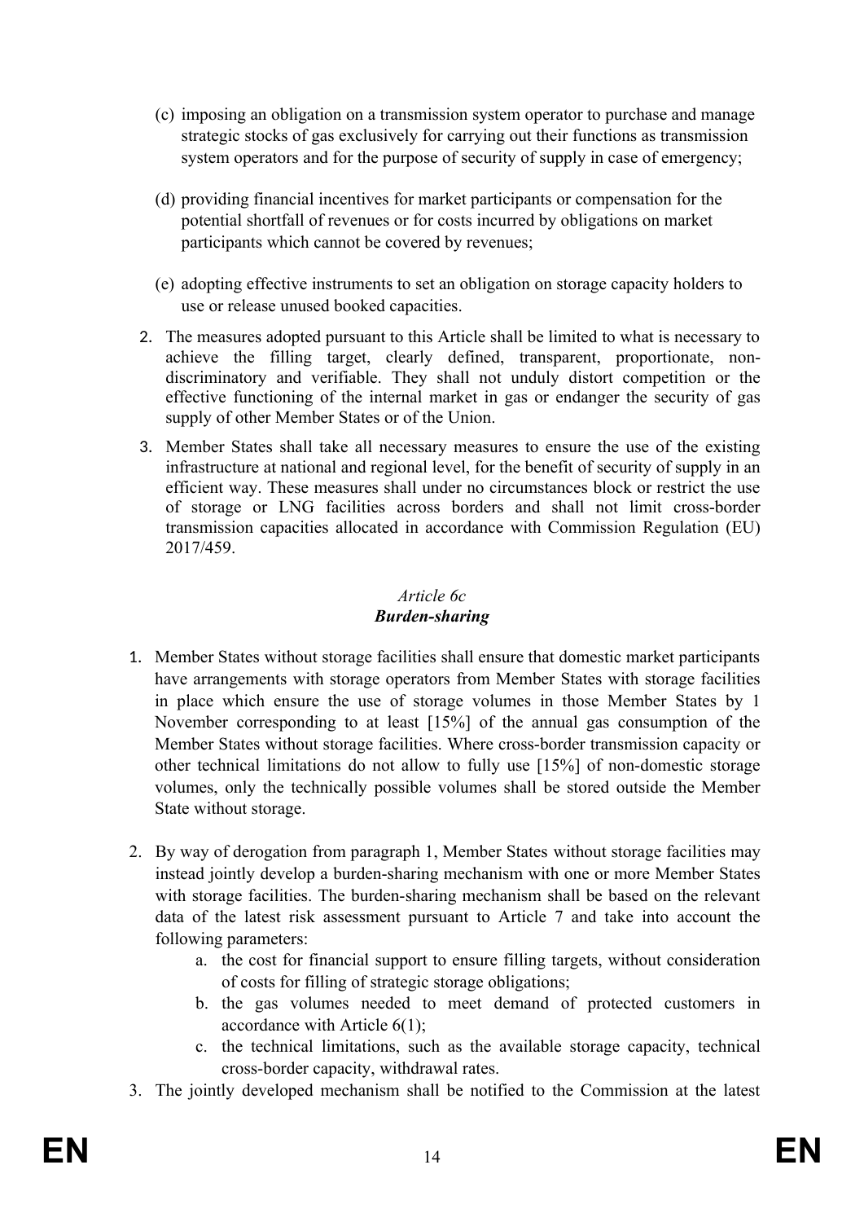(c) imposing an obligation on a transmission system operator to purchase and manage strategic stocks of gas exclusively for carrying out their functions as transmission system operators and for the purpose of security of supply in case of emergency;

(d) providing financial incentives for market participants or compensation for the potential shortfall of revenues or for costs incurred by obligations on market participants which cannot be covered by revenues;

(e) adopting effective instruments to set an obligation on storage capacity holders to use or release unused booked capacities.

2. The measures adopted pursuant to this Article shall be limited to what is necessary to achieve the filling target, clearly defined, transparent, proportionate, non-discriminatory and verifiable. They shall not unduly distort competition or the effective functioning of the internal market in gas or endanger the security of gas supply of other Member States or of the Union.

3. Member States shall take all necessary measures to ensure the use of the existing infrastructure at national and regional level, for the benefit of security of supply in an efficient way. These measures shall under no circumstances block or restrict the use of storage or LNG facilities across borders and shall not limit cross-border transmission capacities allocated in accordance with Commission Regulation (EU) 2017/459.

*Article 6c*

***Burden-sharing***

1. Member States without storage facilities shall ensure that domestic market participants have arrangements with storage operators from Member States with storage facilities in place which ensure the use of storage volumes in those Member States by 1 November corresponding to at least [15%] of the annual gas consumption of the Member States without storage facilities. Where cross-border transmission capacity or other technical limitations do not allow to fully use [15%] of non-domestic storage volumes, only the technically possible volumes shall be stored outside the Member State without storage.

2. By way of derogation from paragraph 1, Member States without storage facilities may instead jointly develop a burden-sharing mechanism with one or more Member States with storage facilities. The burden-sharing mechanism shall be based on the relevant data of the latest risk assessment pursuant to Article 7 and take into account the following parameters:
   a. the cost for financial support to ensure filling targets, without consideration of costs for filling of strategic storage obligations;
   b. the gas volumes needed to meet demand of protected customers in accordance with Article 6(1);
   c. the technical limitations, such as the available storage capacity, technical cross-border capacity, withdrawal rates.

3. The jointly developed mechanism shall be notified to the Commission at the latest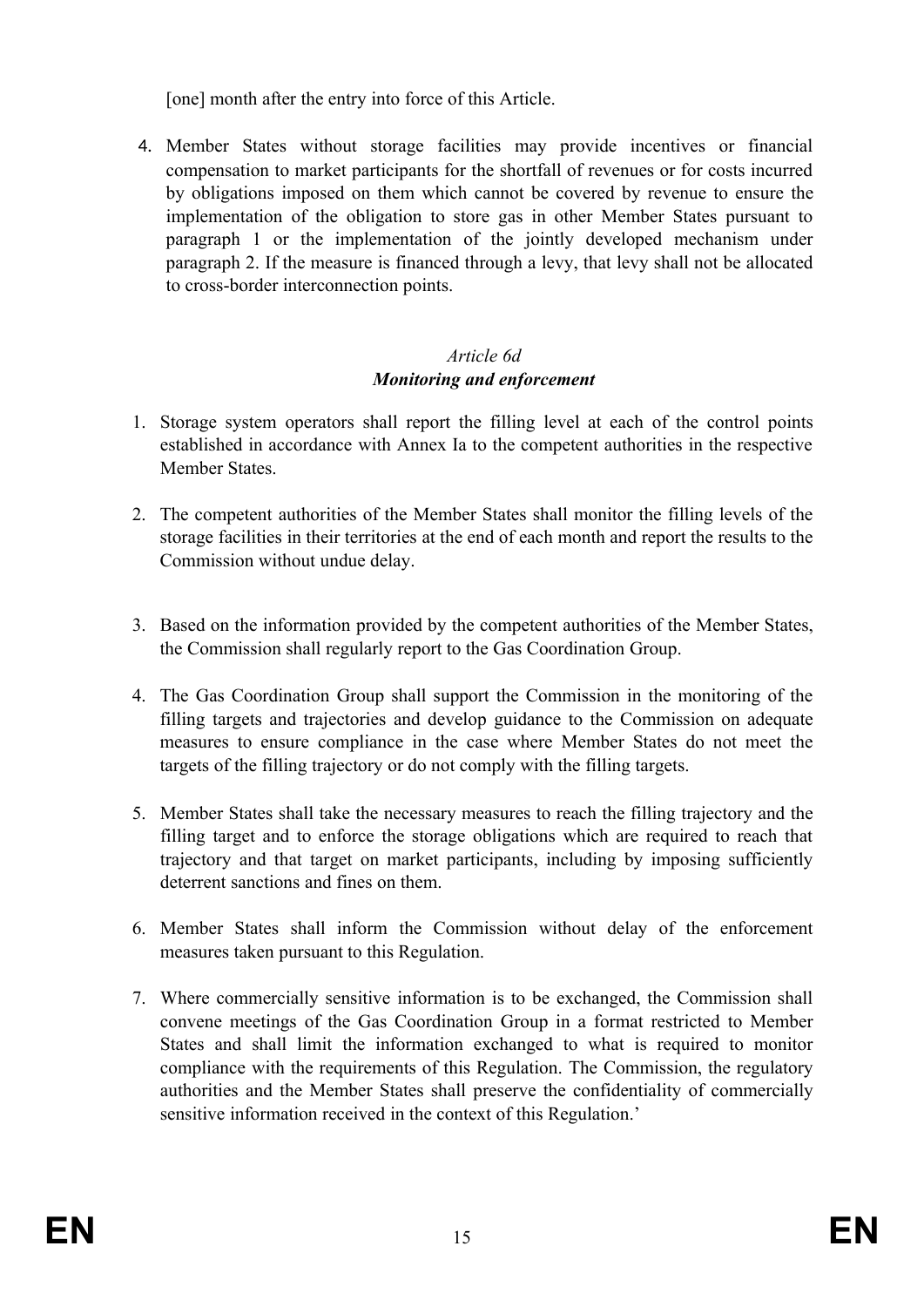[one] month after the entry into force of this Article.

4. Member States without storage facilities may provide incentives or financial compensation to market participants for the shortfall of revenues or for costs incurred by obligations imposed on them which cannot be covered by revenue to ensure the implementation of the obligation to store gas in other Member States pursuant to paragraph 1 or the implementation of the jointly developed mechanism under paragraph 2. If the measure is financed through a levy, that levy shall not be allocated to cross-border interconnection points.

*Article 6d*
***Monitoring and enforcement***

1. Storage system operators shall report the filling level at each of the control points established in accordance with Annex Ia to the competent authorities in the respective Member States.

2. The competent authorities of the Member States shall monitor the filling levels of the storage facilities in their territories at the end of each month and report the results to the Commission without undue delay.

3. Based on the information provided by the competent authorities of the Member States, the Commission shall regularly report to the Gas Coordination Group.

4. The Gas Coordination Group shall support the Commission in the monitoring of the filling targets and trajectories and develop guidance to the Commission on adequate measures to ensure compliance in the case where Member States do not meet the targets of the filling trajectory or do not comply with the filling targets.

5. Member States shall take the necessary measures to reach the filling trajectory and the filling target and to enforce the storage obligations which are required to reach that trajectory and that target on market participants, including by imposing sufficiently deterrent sanctions and fines on them.

6. Member States shall inform the Commission without delay of the enforcement measures taken pursuant to this Regulation.

7. Where commercially sensitive information is to be exchanged, the Commission shall convene meetings of the Gas Coordination Group in a format restricted to Member States and shall limit the information exchanged to what is required to monitor compliance with the requirements of this Regulation. The Commission, the regulatory authorities and the Member States shall preserve the confidentiality of commercially sensitive information received in the context of this Regulation.'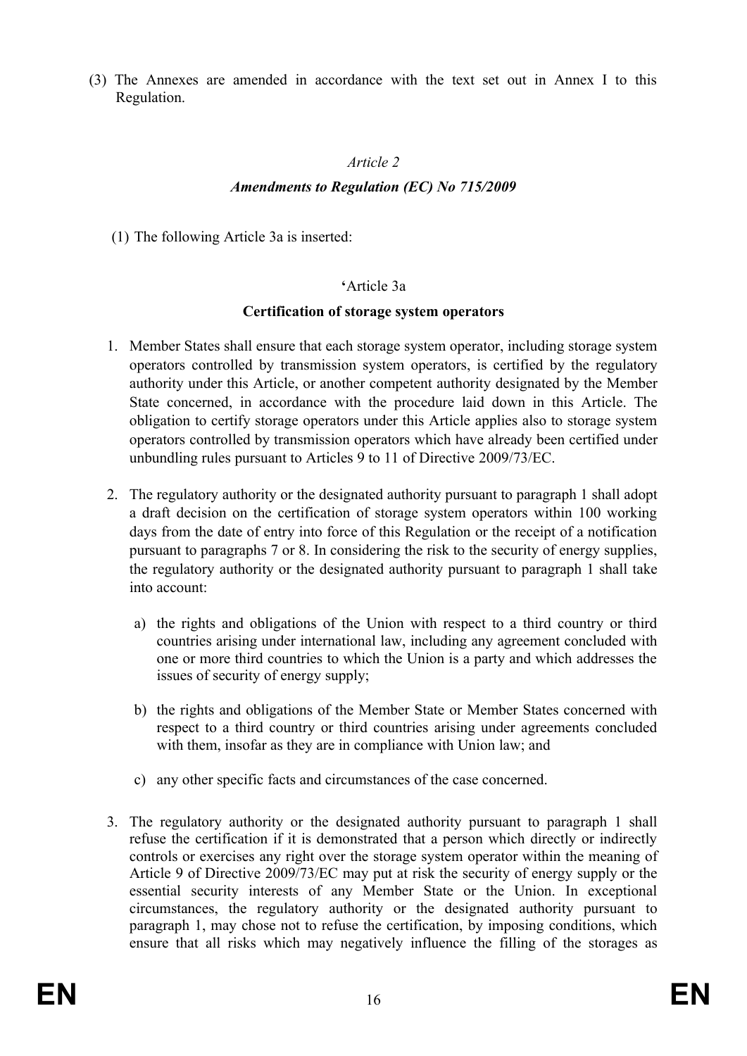(3) The Annexes are amended in accordance with the text set out in Annex I to this Regulation.

*Article 2*

***Amendments to Regulation (EC) No 715/2009***

(1) The following Article 3a is inserted:

'Article 3a

**Certification of storage system operators**

1. Member States shall ensure that each storage system operator, including storage system operators controlled by transmission system operators, is certified by the regulatory authority under this Article, or another competent authority designated by the Member State concerned, in accordance with the procedure laid down in this Article. The obligation to certify storage operators under this Article applies also to storage system operators controlled by transmission operators which have already been certified under unbundling rules pursuant to Articles 9 to 11 of Directive 2009/73/EC.

2. The regulatory authority or the designated authority pursuant to paragraph 1 shall adopt a draft decision on the certification of storage system operators within 100 working days from the date of entry into force of this Regulation or the receipt of a notification pursuant to paragraphs 7 or 8. In considering the risk to the security of energy supplies, the regulatory authority or the designated authority pursuant to paragraph 1 shall take into account:

   a) the rights and obligations of the Union with respect to a third country or third countries arising under international law, including any agreement concluded with one or more third countries to which the Union is a party and which addresses the issues of security of energy supply;

   b) the rights and obligations of the Member State or Member States concerned with respect to a third country or third countries arising under agreements concluded with them, insofar as they are in compliance with Union law; and

   c) any other specific facts and circumstances of the case concerned.

3. The regulatory authority or the designated authority pursuant to paragraph 1 shall refuse the certification if it is demonstrated that a person which directly or indirectly controls or exercises any right over the storage system operator within the meaning of Article 9 of Directive 2009/73/EC may put at risk the security of energy supply or the essential security interests of any Member State or the Union. In exceptional circumstances, the regulatory authority or the designated authority pursuant to paragraph 1, may chose not to refuse the certification, by imposing conditions, which ensure that all risks which may negatively influence the filling of the storages as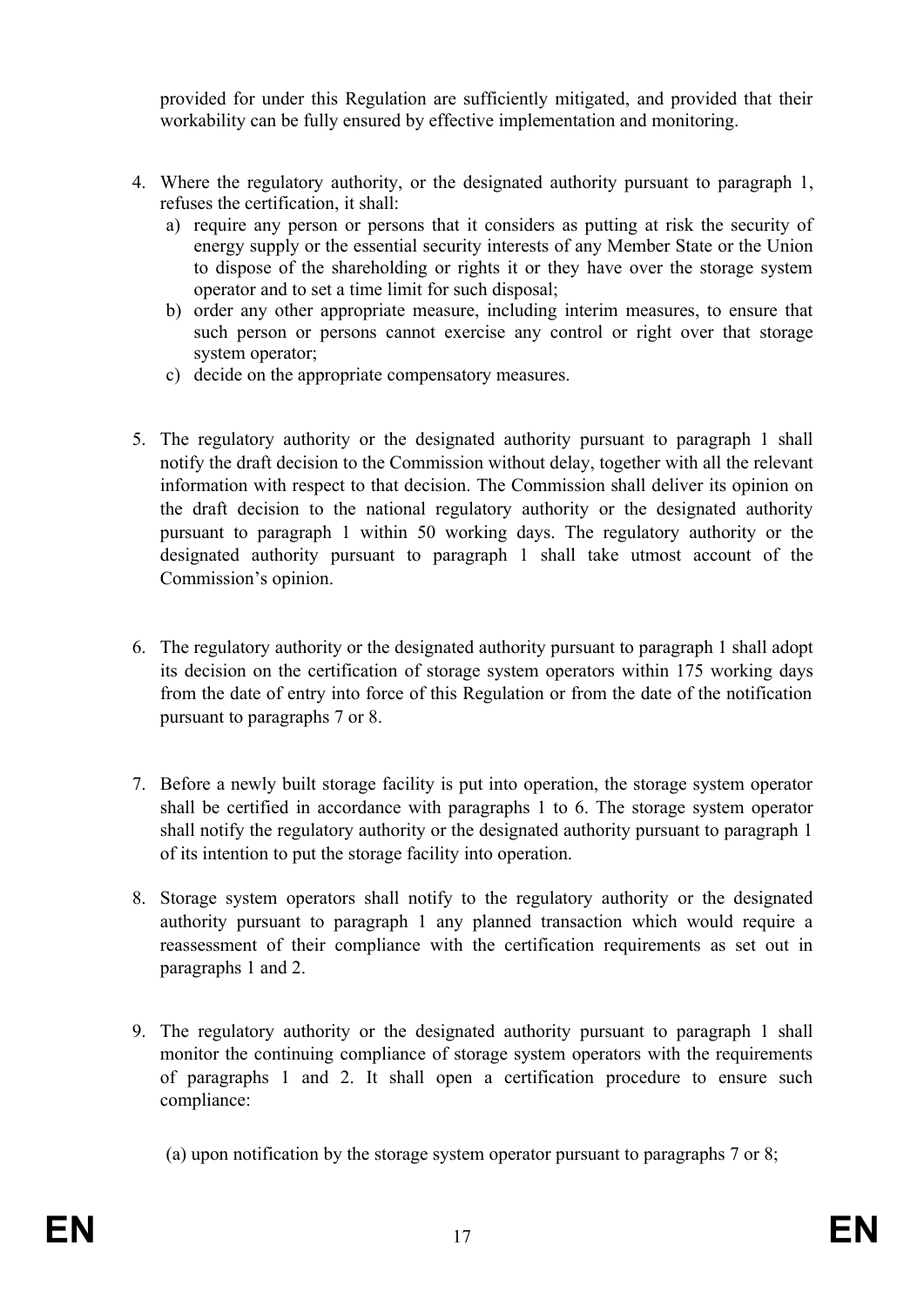provided for under this Regulation are sufficiently mitigated, and provided that their workability can be fully ensured by effective implementation and monitoring.

4. Where the regulatory authority, or the designated authority pursuant to paragraph 1, refuses the certification, it shall:
   a) require any person or persons that it considers as putting at risk the security of energy supply or the essential security interests of any Member State or the Union to dispose of the shareholding or rights it or they have over the storage system operator and to set a time limit for such disposal;
   b) order any other appropriate measure, including interim measures, to ensure that such person or persons cannot exercise any control or right over that storage system operator;
   c) decide on the appropriate compensatory measures.

5. The regulatory authority or the designated authority pursuant to paragraph 1 shall notify the draft decision to the Commission without delay, together with all the relevant information with respect to that decision. The Commission shall deliver its opinion on the draft decision to the national regulatory authority or the designated authority pursuant to paragraph 1 within 50 working days. The regulatory authority or the designated authority pursuant to paragraph 1 shall take utmost account of the Commission's opinion.

6. The regulatory authority or the designated authority pursuant to paragraph 1 shall adopt its decision on the certification of storage system operators within 175 working days from the date of entry into force of this Regulation or from the date of the notification pursuant to paragraphs 7 or 8.

7. Before a newly built storage facility is put into operation, the storage system operator shall be certified in accordance with paragraphs 1 to 6. The storage system operator shall notify the regulatory authority or the designated authority pursuant to paragraph 1 of its intention to put the storage facility into operation.

8. Storage system operators shall notify to the regulatory authority or the designated authority pursuant to paragraph 1 any planned transaction which would require a reassessment of their compliance with the certification requirements as set out in paragraphs 1 and 2.

9. The regulatory authority or the designated authority pursuant to paragraph 1 shall monitor the continuing compliance of storage system operators with the requirements of paragraphs 1 and 2. It shall open a certification procedure to ensure such compliance:

   (a) upon notification by the storage system operator pursuant to paragraphs 7 or 8;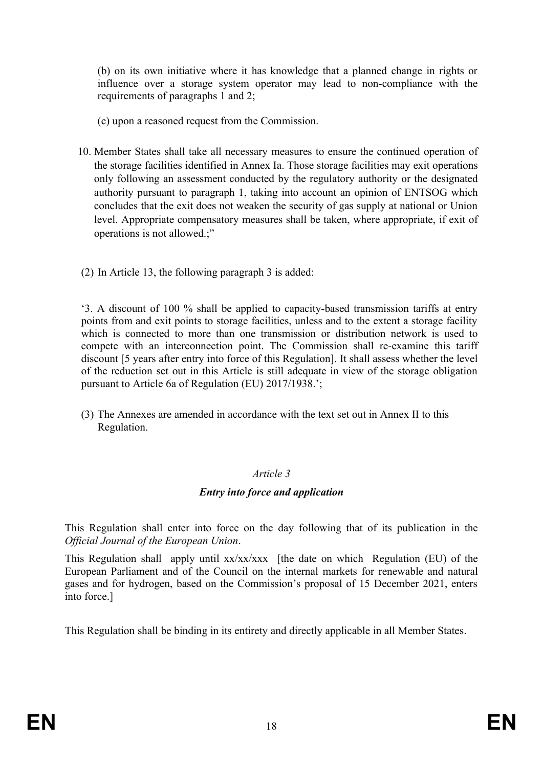(b) on its own initiative where it has knowledge that a planned change in rights or influence over a storage system operator may lead to non-compliance with the requirements of paragraphs 1 and 2;

(c) upon a reasoned request from the Commission.

10. Member States shall take all necessary measures to ensure the continued operation of the storage facilities identified in Annex Ia. Those storage facilities may exit operations only following an assessment conducted by the regulatory authority or the designated authority pursuant to paragraph 1, taking into account an opinion of ENTSOG which concludes that the exit does not weaken the security of gas supply at national or Union level. Appropriate compensatory measures shall be taken, where appropriate, if exit of operations is not allowed.;"

(2) In Article 13, the following paragraph 3 is added:

'3. A discount of 100 % shall be applied to capacity-based transmission tariffs at entry points from and exit points to storage facilities, unless and to the extent a storage facility which is connected to more than one transmission or distribution network is used to compete with an interconnection point. The Commission shall re-examine this tariff discount [5 years after entry into force of this Regulation]. It shall assess whether the level of the reduction set out in this Article is still adequate in view of the storage obligation pursuant to Article 6a of Regulation (EU) 2017/1938.';

(3) The Annexes are amended in accordance with the text set out in Annex II to this Regulation.

*Article 3*

***Entry into force and application***

This Regulation shall enter into force on the day following that of its publication in the *Official Journal of the European Union*.

This Regulation shall apply until xx/xx/xxx [the date on which Regulation (EU) of the European Parliament and of the Council on the internal markets for renewable and natural gases and for hydrogen, based on the Commission's proposal of 15 December 2021, enters into force.]

This Regulation shall be binding in its entirety and directly applicable in all Member States.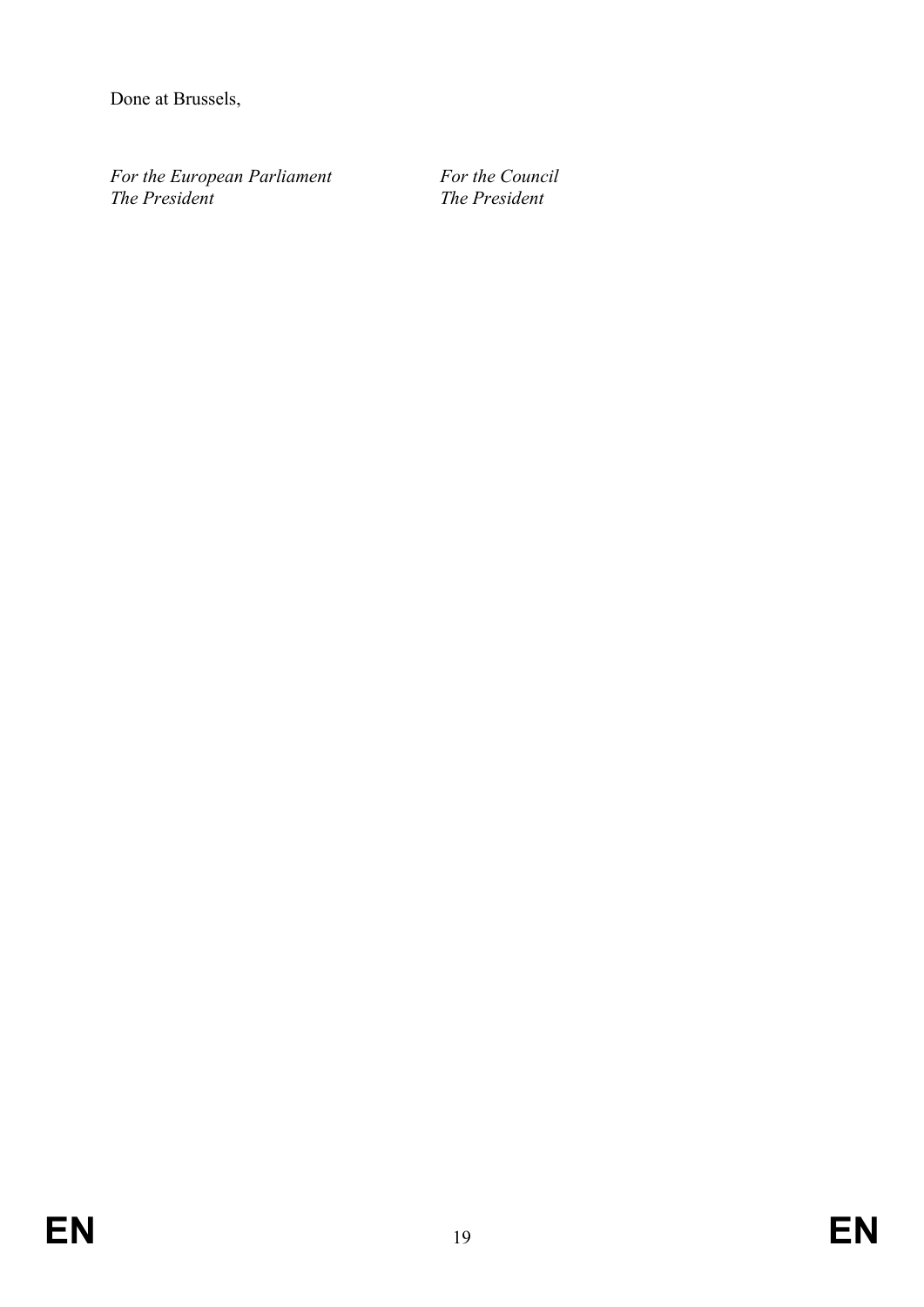Done at Brussels,

*For the European Parliament*
*The President*

*For the Council*
*The President*